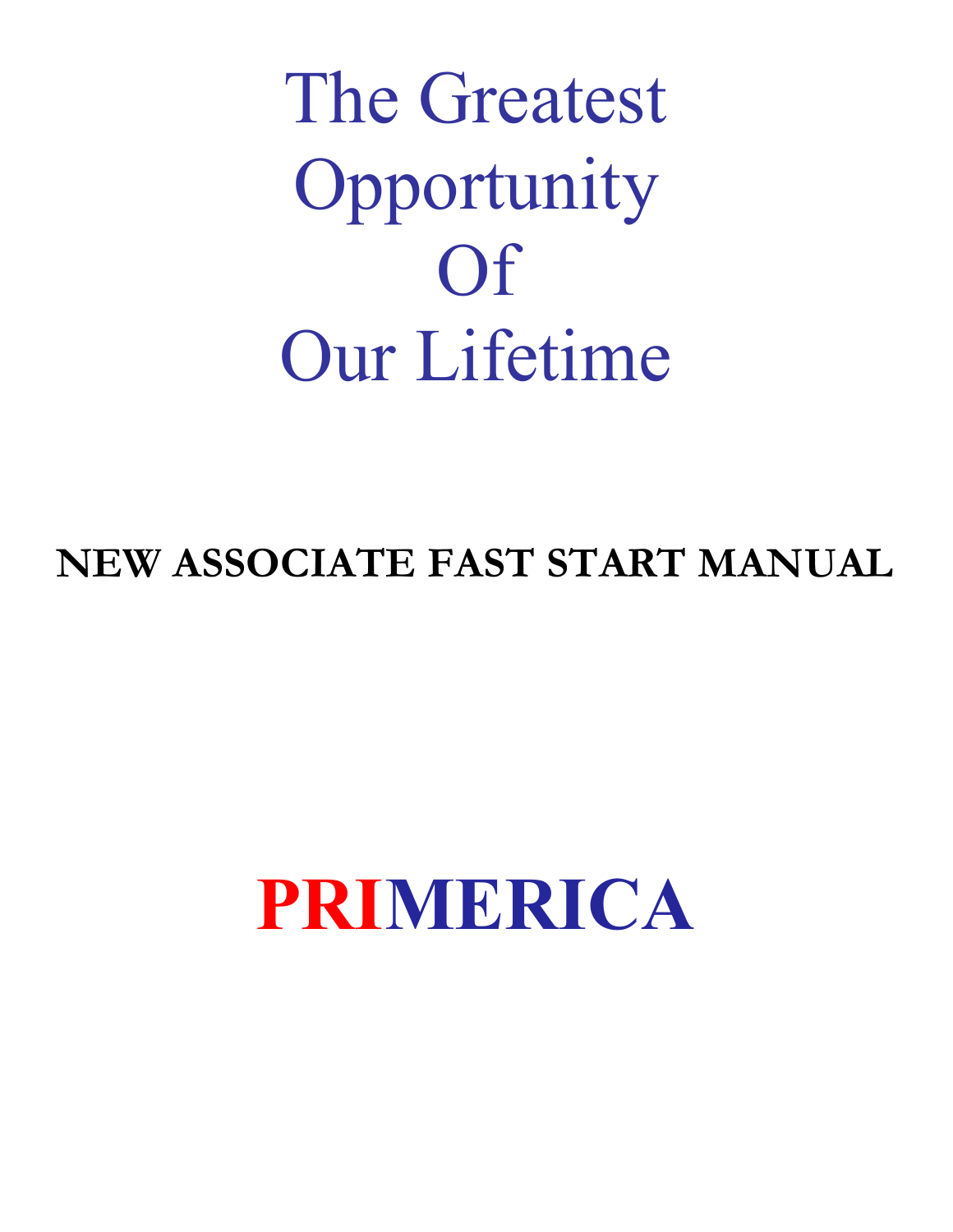# The Greatest Opportunity Of Our Lifetime

**NEW ASSOCIATE FAST START MANUAL**

# PRIMERICA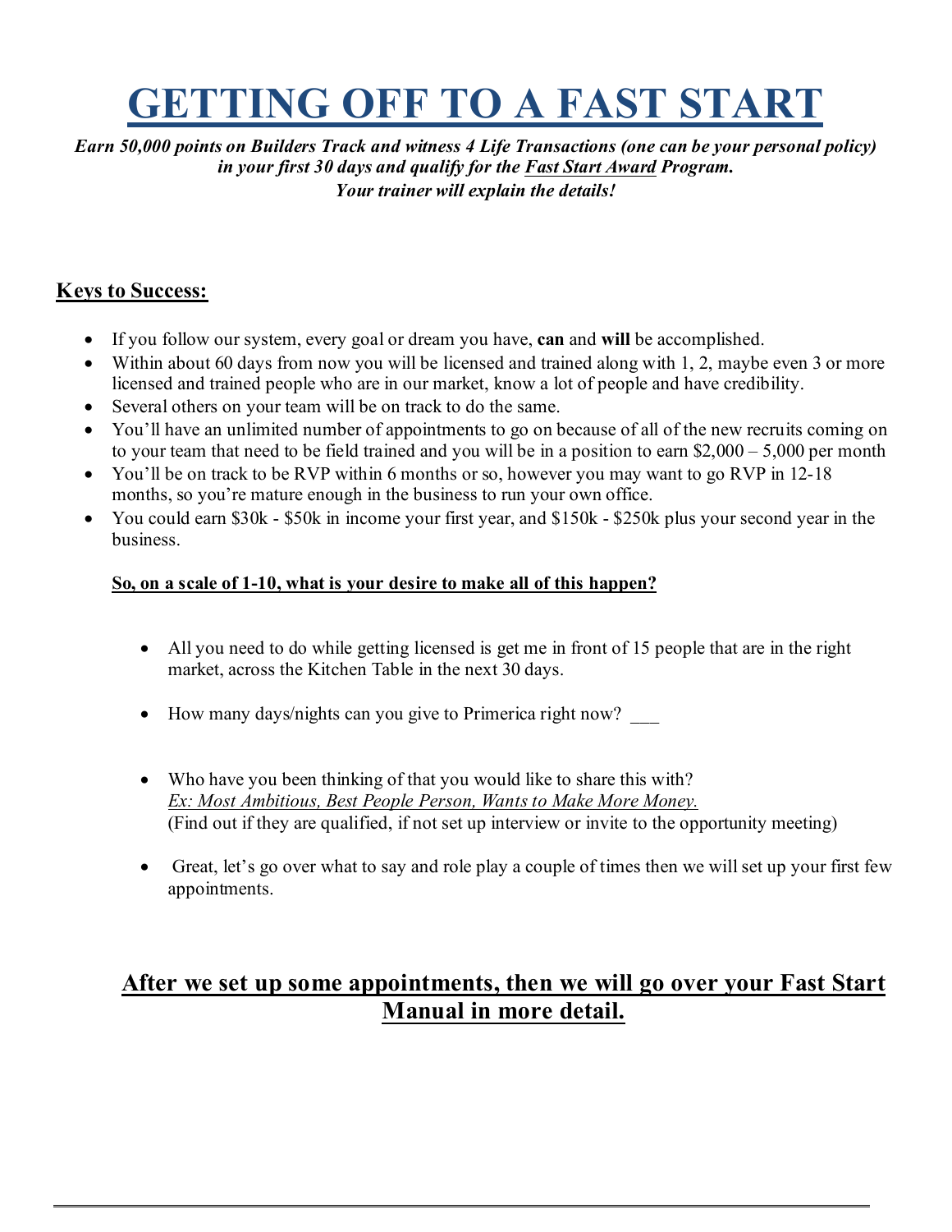# GETTING OFF TO A FAST START

***Earn 50,000 points on Builders Track and witness 4 Life Transactions (one can be your personal policy) in your first 30 days and qualify for the Fast Start Award Program.***
***Your trainer will explain the details!***

## Keys to Success:

- If you follow our system, every goal or dream you have, **can** and **will** be accomplished.
- Within about 60 days from now you will be licensed and trained along with 1, 2, maybe even 3 or more licensed and trained people who are in our market, know a lot of people and have credibility.
- Several others on your team will be on track to do the same.
- You'll have an unlimited number of appointments to go on because of all of the new recruits coming on to your team that need to be field trained and you will be in a position to earn $2,000 – 5,000 per month
- You'll be on track to be RVP within 6 months or so, however you may want to go RVP in 12-18 months, so you're mature enough in the business to run your own office.
- You could earn $30k - $50k in income your first year, and $150k - $250k plus your second year in the business.

**So, on a scale of 1-10, what is your desire to make all of this happen?**

- All you need to do while getting licensed is get me in front of 15 people that are in the right market, across the Kitchen Table in the next 30 days.
- How many days/nights can you give to Primerica right now? ___
- Who have you been thinking of that you would like to share this with?
  *Ex: Most Ambitious, Best People Person, Wants to Make More Money.*
  (Find out if they are qualified, if not set up interview or invite to the opportunity meeting)
- Great, let's go over what to say and role play a couple of times then we will set up your first few appointments.

## After we set up some appointments, then we will go over your Fast Start Manual in more detail.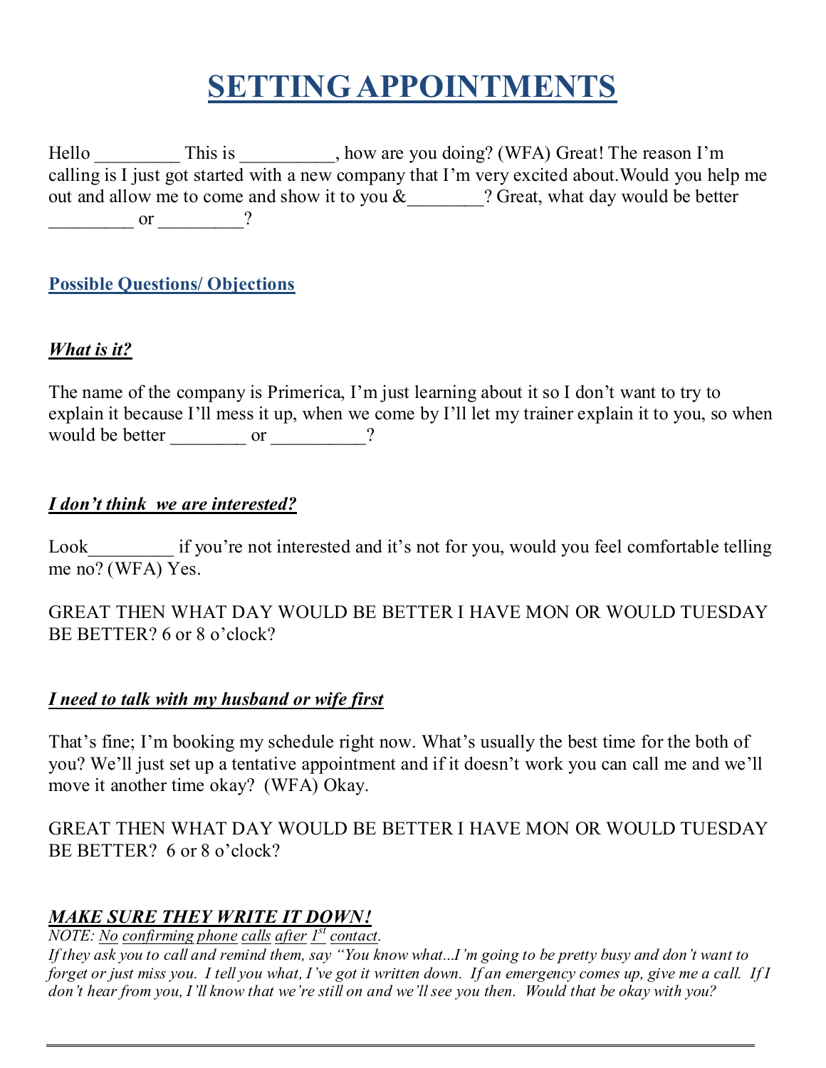# SETTING APPOINTMENTS

Hello _________ This is __________, how are you doing? (WFA) Great! The reason I'm calling is I just got started with a new company that I'm very excited about.Would you help me out and allow me to come and show it to you &________? Great, what day would be better _________ or _________?

## Possible Questions/ Objections

### *What is it?*

The name of the company is Primerica, I'm just learning about it so I don't want to try to explain it because I'll mess it up, when we come by I'll let my trainer explain it to you, so when would be better ________ or __________?

### *I don't think  we are interested?*

Look_________ if you're not interested and it's not for you, would you feel comfortable telling me no? (WFA) Yes.

GREAT THEN WHAT DAY WOULD BE BETTER I HAVE MON OR WOULD TUESDAY BE BETTER? 6 or 8 o'clock?

### *I need to talk with my husband or wife first*

That's fine; I'm booking my schedule right now. What's usually the best time for the both of you? We'll just set up a tentative appointment and if it doesn't work you can call me and we'll move it another time okay?  (WFA) Okay.

GREAT THEN WHAT DAY WOULD BE BETTER I HAVE MON OR WOULD TUESDAY BE BETTER?  6 or 8 o'clock?

### *MAKE SURE THEY WRITE IT DOWN!*

*NOTE: No confirming phone calls after 1st contact.*

*If they ask you to call and remind them, say "You know what...I'm going to be pretty busy and don't want to forget or just miss you.  I tell you what, I've got it written down.  If an emergency comes up, give me a call.  If I don't hear from you, I'll know that we're still on and we'll see you then.  Would that be okay with you?*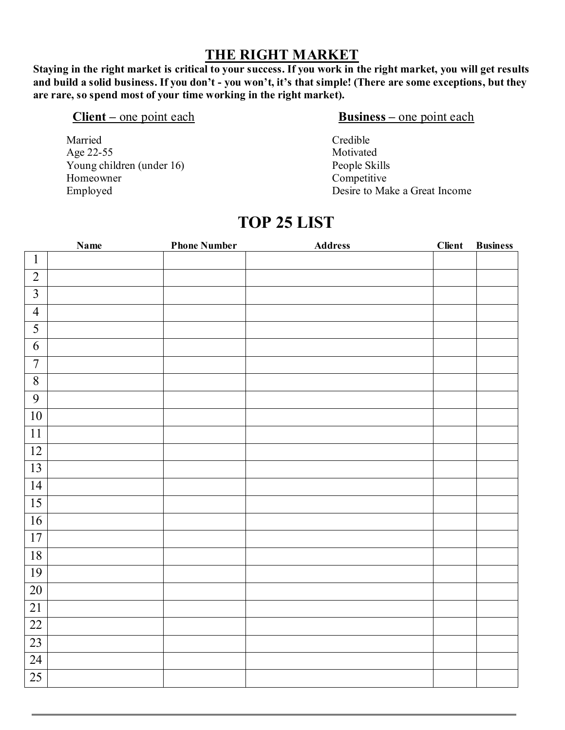# THE RIGHT MARKET

**Staying in the right market is critical to your success. If you work in the right market, you will get results and build a solid business. If you don't - you won't, it's that simple! (There are some exceptions, but they are rare, so spend most of your time working in the right market).**

**Client** – one point each

- Married
- Age 22-55
- Young children (under 16)
- Homeowner
- Employed

**Business** – one point each

- Credible
- Motivated
- People Skills
- Competitive
- Desire to Make a Great Income

## TOP 25 LIST

| | Name | Phone Number | Address | Client | Business |
|---|---|---|---|---|---|
| 1 | | | | | |
| 2 | | | | | |
| 3 | | | | | |
| 4 | | | | | |
| 5 | | | | | |
| 6 | | | | | |
| 7 | | | | | |
| 8 | | | | | |
| 9 | | | | | |
| 10 | | | | | |
| 11 | | | | | |
| 12 | | | | | |
| 13 | | | | | |
| 14 | | | | | |
| 15 | | | | | |
| 16 | | | | | |
| 17 | | | | | |
| 18 | | | | | |
| 19 | | | | | |
| 20 | | | | | |
| 21 | | | | | |
| 22 | | | | | |
| 23 | | | | | |
| 24 | | | | | |
| 25 | | | | | |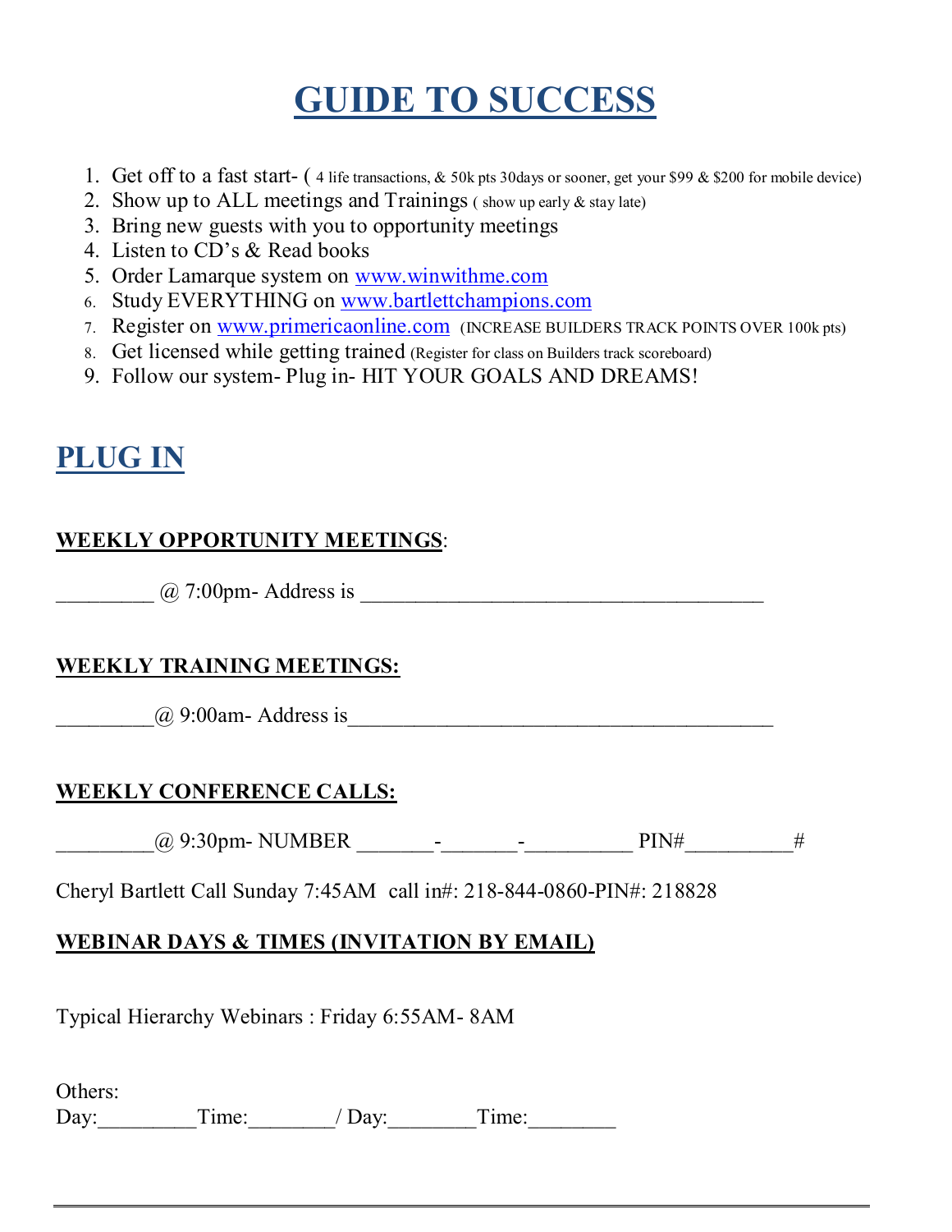# GUIDE TO SUCCESS

1. Get off to a fast start- ( 4 life transactions, & 50k pts 30days or sooner, get your $99 & $200 for mobile device)
2. Show up to ALL meetings and Trainings ( show up early & stay late)
3. Bring new guests with you to opportunity meetings
4. Listen to CD's & Read books
5. Order Lamarque system on www.winwithme.com
6. Study EVERYTHING on www.bartlettchampions.com
7. Register on www.primericaonline.com (INCREASE BUILDERS TRACK POINTS OVER 100k pts)
8. Get licensed while getting trained (Register for class on Builders track scoreboard)
9. Follow our system- Plug in- HIT YOUR GOALS AND DREAMS!

## PLUG IN

**WEEKLY OPPORTUNITY MEETINGS**:

_________ @ 7:00pm- Address is _______________________________________

**WEEKLY TRAINING MEETINGS:**

_________@ 9:00am- Address is_________________________________________

**WEEKLY CONFERENCE CALLS:**

_________@ 9:30pm- NUMBER _______-_______-__________ PIN#__________#

Cheryl Bartlett Call Sunday 7:45AM call in#: 218-844-0860-PIN#: 218828

**WEBINAR DAYS & TIMES (INVITATION BY EMAIL)**

Typical Hierarchy Webinars : Friday 6:55AM- 8AM

Others:
Day:_________Time:________/ Day:________Time:________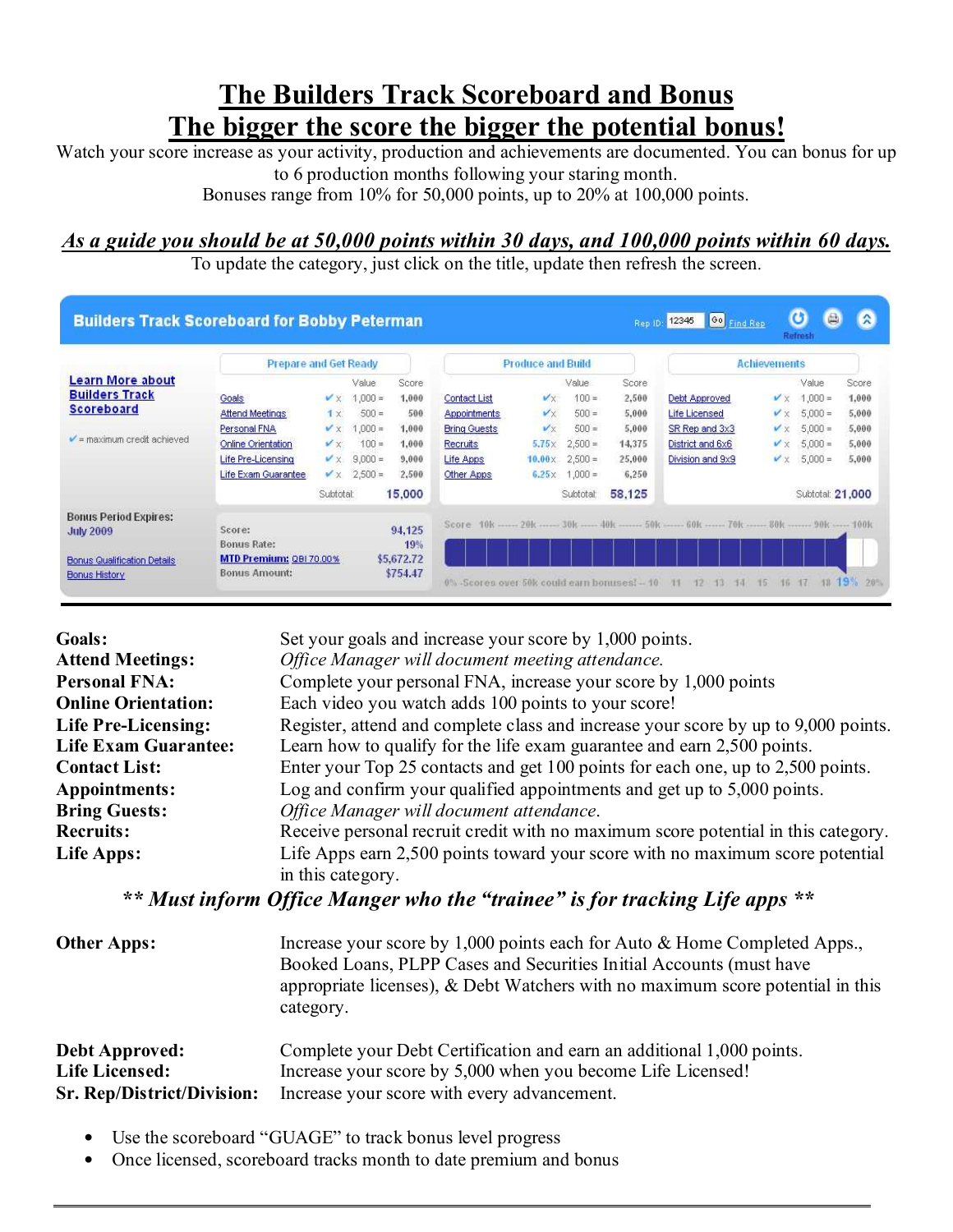# The Builders Track Scoreboard and Bonus

## The bigger the score the bigger the potential bonus!

Watch your score increase as your activity, production and achievements are documented. You can bonus for up to 6 production months following your staring month.

Bonuses range from 10% for 50,000 points, up to 20% at 100,000 points.

***As a guide you should be at 50,000 points within 30 days, and 100,000 points within 60 days.***

To update the category, just click on the title, update then refresh the screen.

**Builders Track Scoreboard for Bobby Peterman** — Rep ID: 12345 Go Find Rep Refresh

Learn More about Builders Track Scoreboard

✔ = maximum credit achieved

| Prepare and Get Ready | | Value | Score | Produce and Build | | Value | Score | Achievements | | Value | Score |
|---|---|---|---|---|---|---|---|---|---|---|---|
| Goals | ✔ x | 1,000 = | 1,000 | Contact List | ✔ x | 100 = | 2,500 | Debt Approved | ✔ x | 1,000 = | 1,000 |
| Attend Meetings | 1 x | 500 = | 500 | Appointments | ✔ x | 500 = | 5,000 | Life Licensed | ✔ x | 5,000 = | 5,000 |
| Personal FNA | ✔ x | 1,000 = | 1,000 | Bring Guests | ✔ x | 500 = | 5,000 | SR Rep and 3x3 | ✔ x | 5,000 = | 5,000 |
| Online Orientation | ✔ x | 100 = | 1,000 | Recruits | 5.75 x | 2,500 = | 14,375 | District and 6x6 | ✔ x | 5,000 = | 5,000 |
| Life Pre-Licensing | ✔ x | 9,000 = | 9,000 | Life Apps | 10.00 x | 2,500 = | 25,000 | Division and 9x9 | ✔ x | 5,000 = | 5,000 |
| Life Exam Guarantee | ✔ x | 2,500 = | 2,500 | Other Apps | 6.25 x | 1,000 = | 6,250 | | | | |
| | | Subtotal: | 15,000 | | | Subtotal: | 58,125 | | | Subtotal: | 21,000 |

Bonus Period Expires: July 2009

Bonus Qualification Details

Bonus History

| | |
|---|---|
| Score: | 94,125 |
| Bonus Rate: | 19% |
| MTD Premium: QBI 70.00% | $5,672.72 |
| Bonus Amount: | $754.47 |

Score 10k ------ 20k ------ 30k ----- 40k ------- 50k ------ 60k ------ 70k ------ 80k ------- 90k ------ 100k

0% -Scores over 50k could earn bonuses! -- 10 11 12 13 14 15 16 17 18 19% 20%

---

**Goals:** Set your goals and increase your score by 1,000 points.

**Attend Meetings:** *Office Manager will document meeting attendance.*

**Personal FNA:** Complete your personal FNA, increase your score by 1,000 points

**Online Orientation:** Each video you watch adds 100 points to your score!

**Life Pre-Licensing:** Register, attend and complete class and increase your score by up to 9,000 points.

**Life Exam Guarantee:** Learn how to qualify for the life exam guarantee and earn 2,500 points.

**Contact List:** Enter your Top 25 contacts and get 100 points for each one, up to 2,500 points.

**Appointments:** Log and confirm your qualified appointments and get up to 5,000 points.

**Bring Guests:** *Office Manager will document attendance.*

**Recruits:** Receive personal recruit credit with no maximum score potential in this category.

**Life Apps:** Life Apps earn 2,500 points toward your score with no maximum score potential in this category.

***\*\* Must inform Office Manger who the "trainee" is for tracking Life apps \*\****

**Other Apps:** Increase your score by 1,000 points each for Auto & Home Completed Apps., Booked Loans, PLPP Cases and Securities Initial Accounts (must have appropriate licenses), & Debt Watchers with no maximum score potential in this category.

**Debt Approved:** Complete your Debt Certification and earn an additional 1,000 points.

**Life Licensed:** Increase your score by 5,000 when you become Life Licensed!

**Sr. Rep/District/Division:** Increase your score with every advancement.

- Use the scoreboard "GUAGE" to track bonus level progress
- Once licensed, scoreboard tracks month to date premium and bonus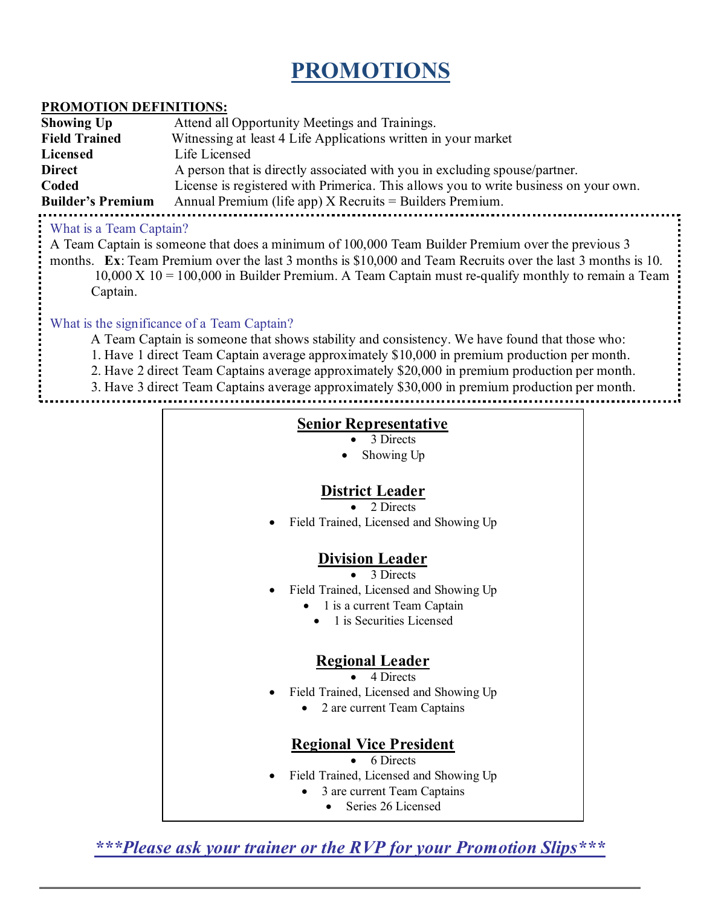# PROMOTIONS

**PROMOTION DEFINITIONS:**

| | |
|---|---|
| **Showing Up** | Attend all Opportunity Meetings and Trainings. |
| **Field Trained** | Witnessing at least 4 Life Applications written in your market |
| **Licensed** | Life Licensed |
| **Direct** | A person that is directly associated with you in excluding spouse/partner. |
| **Coded** | License is registered with Primerica. This allows you to write business on your own. |
| **Builder's Premium** | Annual Premium (life app) X Recruits = Builders Premium. |

What is a Team Captain?

A Team Captain is someone that does a minimum of 100,000 Team Builder Premium over the previous 3 months. **Ex**: Team Premium over the last 3 months is $10,000 and Team Recruits over the last 3 months is 10. 10,000 X 10 = 100,000 in Builder Premium. A Team Captain must re-qualify monthly to remain a Team Captain.

What is the significance of a Team Captain?

A Team Captain is someone that shows stability and consistency. We have found that those who:

1. Have 1 direct Team Captain average approximately $10,000 in premium production per month.
2. Have 2 direct Team Captains average approximately $20,000 in premium production per month.
3. Have 3 direct Team Captains average approximately $30,000 in premium production per month.

**Senior Representative**

- 3 Directs
- Showing Up

**District Leader**

- 2 Directs
- Field Trained, Licensed and Showing Up

**Division Leader**

- 3 Directs
- Field Trained, Licensed and Showing Up
- 1 is a current Team Captain
- 1 is Securities Licensed

**Regional Leader**

- 4 Directs
- Field Trained, Licensed and Showing Up
- 2 are current Team Captains

**Regional Vice President**

- 6 Directs
- Field Trained, Licensed and Showing Up
- 3 are current Team Captains
- Series 26 Licensed

***\*\*\*Please ask your trainer or the RVP for your Promotion Slips\*\*\****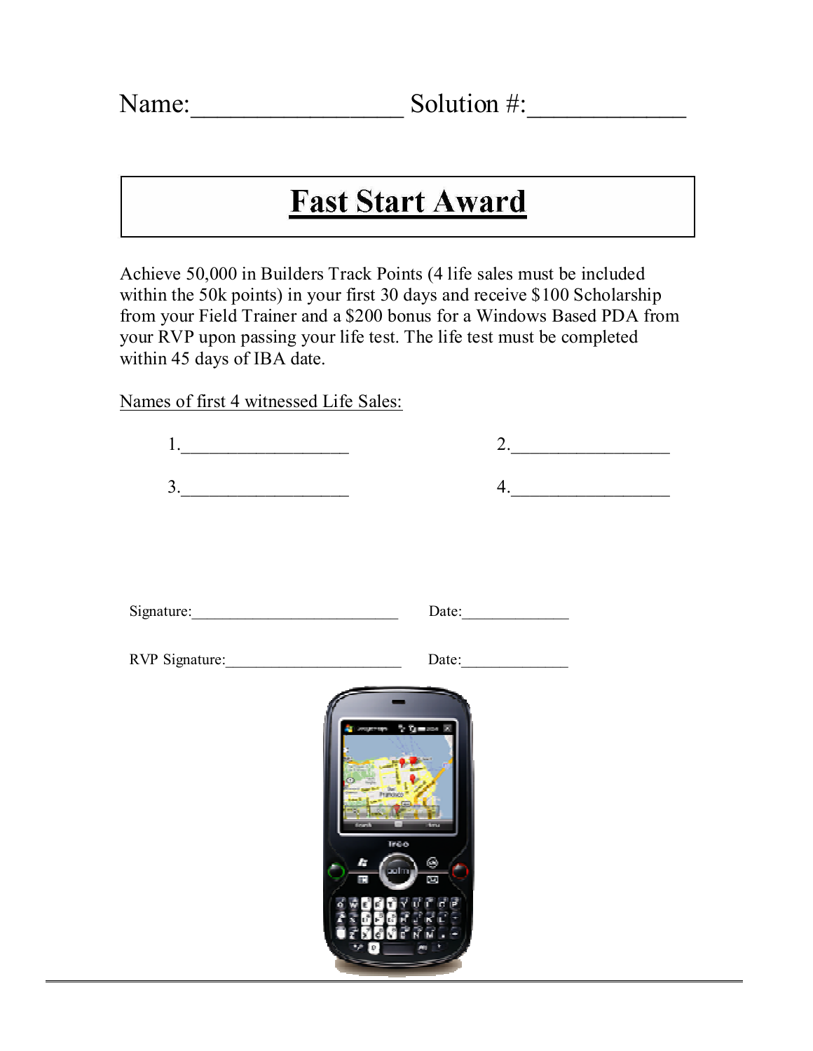Name:________________ Solution #:____________

# Fast Start Award

Achieve 50,000 in Builders Track Points (4 life sales must be included within the 50k points) in your first 30 days and receive $100 Scholarship from your Field Trainer and a $200 bonus for a Windows Based PDA from your RVP upon passing your life test. The life test must be completed within 45 days of IBA date.

Names of first 4 witnessed Life Sales:

1.__________________ 2.__________________

3.__________________ 4.__________________

Signature:___________________________ Date:______________

RVP Signature:_______________________ Date:______________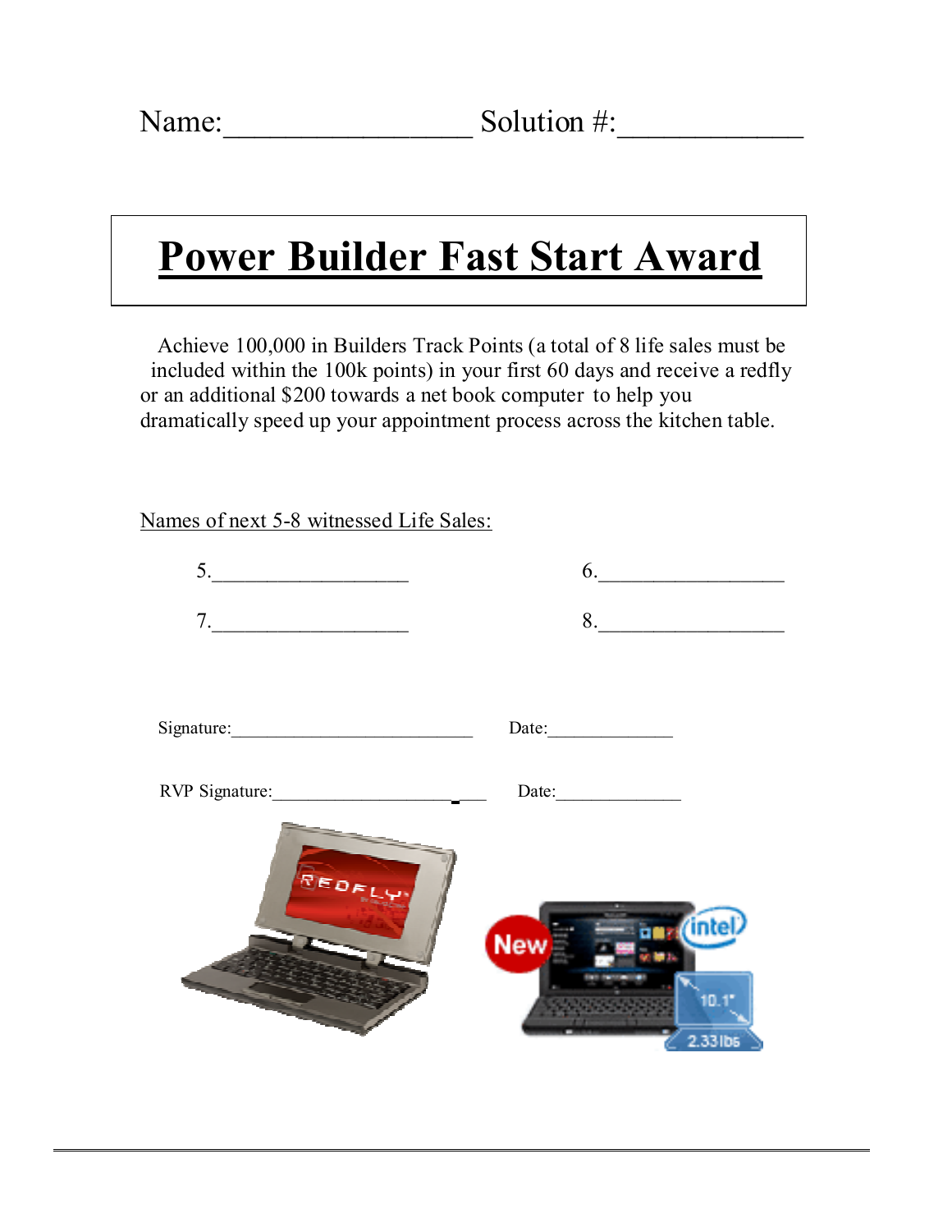Name:________________ Solution #:____________

# Power Builder Fast Start Award

Achieve 100,000 in Builders Track Points (a total of 8 life sales must be included within the 100k points) in your first 60 days and receive a redfly or an additional $200 towards a net book computer to help you dramatically speed up your appointment process across the kitchen table.

Names of next 5-8 witnessed Life Sales:

5.__________________ 6.__________________

7.__________________ 8.__________________

Signature:___________________________ Date:______________

RVP Signature:________________________ Date:______________